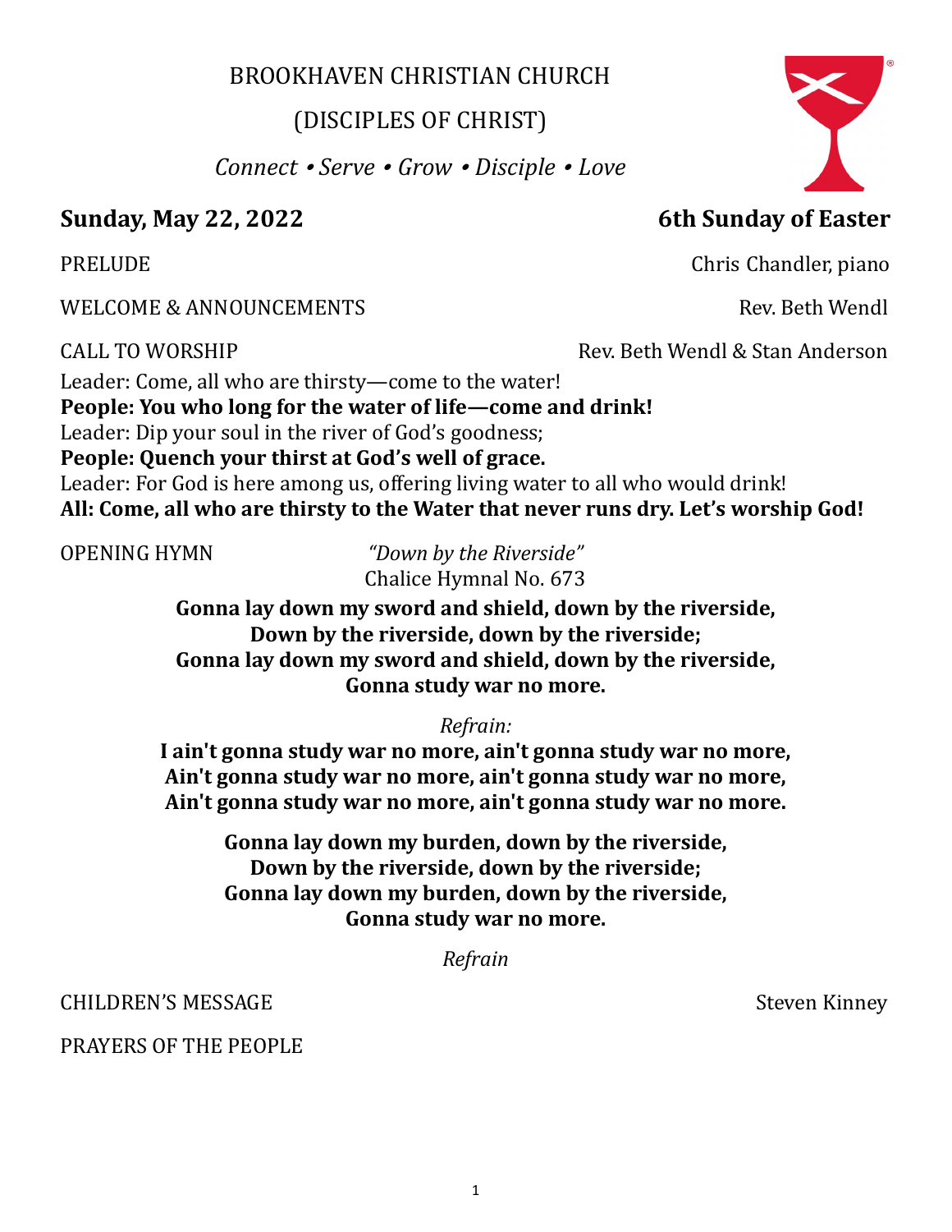# BROOKHAVEN CHRISTIAN CHURCH

## (DISCIPLES OF CHRIST)

*Connect • Serve • Grow • Disciple • Love*

**Sunday, May 22, 2022** — **6th Sunday of Easter**

PRELUDE — Chris Chandler, piano

WELCOME & ANNOUNCEMENTS — Rev. Beth Wendl

CALL TO WORSHIP — Rev. Beth Wendl & Stan Anderson

Leader: Come, all who are thirsty—come to the water!
**People: You who long for the water of life—come and drink!**
Leader: Dip your soul in the river of God's goodness;
**People: Quench your thirst at God's well of grace.**
Leader: For God is here among us, offering living water to all who would drink!
**All: Come, all who are thirsty to the Water that never runs dry. Let's worship God!**

OPENING HYMN — *"Down by the Riverside"*
Chalice Hymnal No. 673

**Gonna lay down my sword and shield, down by the riverside,**
**Down by the riverside, down by the riverside;**
**Gonna lay down my sword and shield, down by the riverside,**
**Gonna study war no more.**

*Refrain:*
**I ain't gonna study war no more, ain't gonna study war no more,**
**Ain't gonna study war no more, ain't gonna study war no more,**
**Ain't gonna study war no more, ain't gonna study war no more.**

**Gonna lay down my burden, down by the riverside,**
**Down by the riverside, down by the riverside;**
**Gonna lay down my burden, down by the riverside,**
**Gonna study war no more.**

*Refrain*

CHILDREN'S MESSAGE — Steven Kinney

PRAYERS OF THE PEOPLE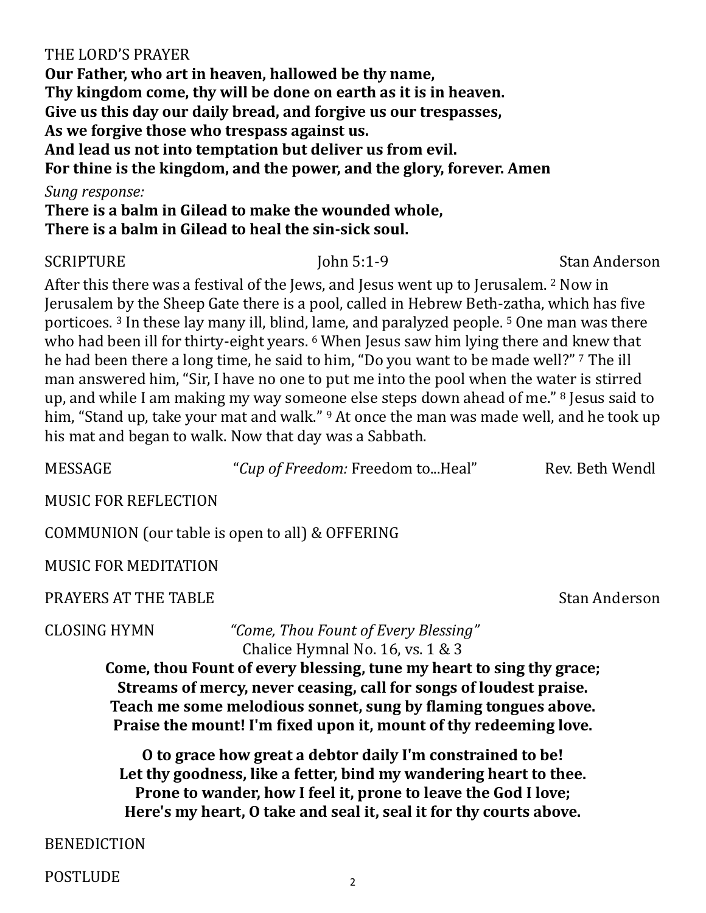THE LORD'S PRAYER

**Our Father, who art in heaven, hallowed be thy name,**
**Thy kingdom come, thy will be done on earth as it is in heaven.**
**Give us this day our daily bread, and forgive us our trespasses,**
**As we forgive those who trespass against us.**
**And lead us not into temptation but deliver us from evil.**
**For thine is the kingdom, and the power, and the glory, forever. Amen**

*Sung response:*

**There is a balm in Gilead to make the wounded whole,**
**There is a balm in Gilead to heal the sin-sick soul.**

SCRIPTURE John 5:1-9 Stan Anderson

After this there was a festival of the Jews, and Jesus went up to Jerusalem. [2] Now in Jerusalem by the Sheep Gate there is a pool, called in Hebrew Beth-zatha, which has five porticoes. [3] In these lay many ill, blind, lame, and paralyzed people. [5] One man was there who had been ill for thirty-eight years. [6] When Jesus saw him lying there and knew that he had been there a long time, he said to him, "Do you want to be made well?" [7] The ill man answered him, "Sir, I have no one to put me into the pool when the water is stirred up, and while I am making my way someone else steps down ahead of me." [8] Jesus said to him, "Stand up, take your mat and walk." [9] At once the man was made well, and he took up his mat and began to walk. Now that day was a Sabbath.

MESSAGE "*Cup of Freedom:* Freedom to...Heal" Rev. Beth Wendl

MUSIC FOR REFLECTION

COMMUNION (our table is open to all) & OFFERING

MUSIC FOR MEDITATION

PRAYERS AT THE TABLE Stan Anderson

CLOSING HYMN *"Come, Thou Fount of Every Blessing"*
Chalice Hymnal No. 16, vs. 1 & 3

**Come, thou Fount of every blessing, tune my heart to sing thy grace;**
**Streams of mercy, never ceasing, call for songs of loudest praise.**
**Teach me some melodious sonnet, sung by flaming tongues above.**
**Praise the mount! I'm fixed upon it, mount of thy redeeming love.**

**O to grace how great a debtor daily I'm constrained to be!**
**Let thy goodness, like a fetter, bind my wandering heart to thee.**
**Prone to wander, how I feel it, prone to leave the God I love;**
**Here's my heart, O take and seal it, seal it for thy courts above.**

BENEDICTION

POSTLUDE